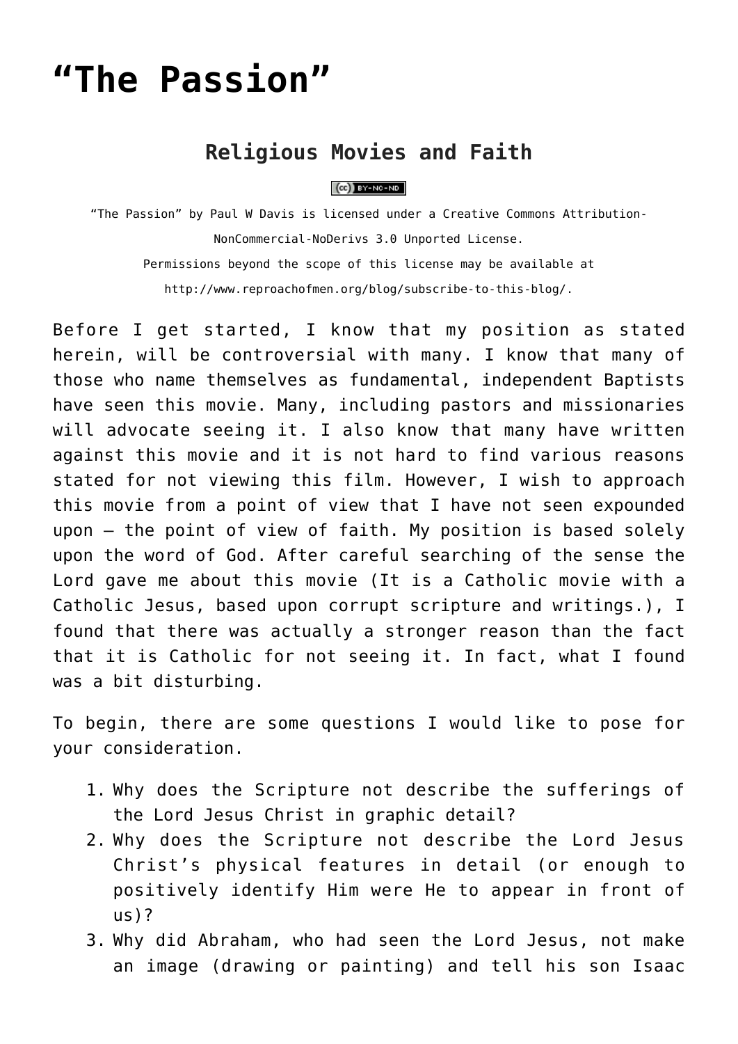# "The Passion"

## Religious Movies and Faith

"The Passion" by Paul W Davis is licensed under a Creative Commons Attribution-NonCommercial-NoDerivs 3.0 Unported License.
Permissions beyond the scope of this license may be available at http://www.reproachofmen.org/blog/subscribe-to-this-blog/.

Before I get started, I know that my position as stated herein, will be controversial with many. I know that many of those who name themselves as fundamental, independent Baptists have seen this movie. Many, including pastors and missionaries will advocate seeing it. I also know that many have written against this movie and it is not hard to find various reasons stated for not viewing this film. However, I wish to approach this movie from a point of view that I have not seen expounded upon – the point of view of faith. My position is based solely upon the word of God. After careful searching of the sense the Lord gave me about this movie (It is a Catholic movie with a Catholic Jesus, based upon corrupt scripture and writings.), I found that there was actually a stronger reason than the fact that it is Catholic for not seeing it. In fact, what I found was a bit disturbing.

To begin, there are some questions I would like to pose for your consideration.

1. Why does the Scripture not describe the sufferings of the Lord Jesus Christ in graphic detail?
2. Why does the Scripture not describe the Lord Jesus Christ's physical features in detail (or enough to positively identify Him were He to appear in front of us)?
3. Why did Abraham, who had seen the Lord Jesus, not make an image (drawing or painting) and tell his son Isaac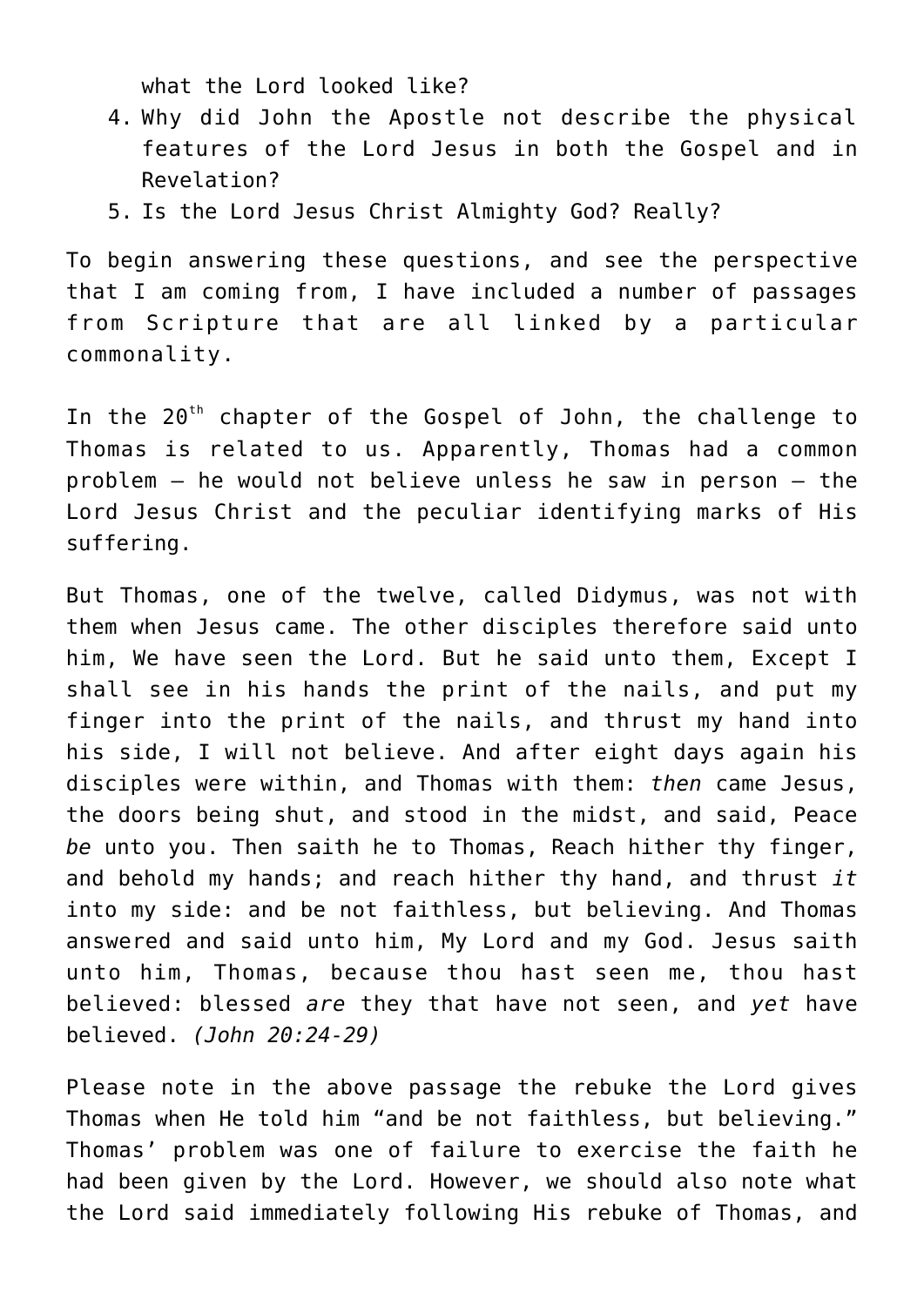what the Lord looked like?

4. Why did John the Apostle not describe the physical features of the Lord Jesus in both the Gospel and in Revelation?
5. Is the Lord Jesus Christ Almighty God? Really?

To begin answering these questions, and see the perspective that I am coming from, I have included a number of passages from Scripture that are all linked by a particular commonality.

In the 20th chapter of the Gospel of John, the challenge to Thomas is related to us. Apparently, Thomas had a common problem – he would not believe unless he saw in person – the Lord Jesus Christ and the peculiar identifying marks of His suffering.

But Thomas, one of the twelve, called Didymus, was not with them when Jesus came. The other disciples therefore said unto him, We have seen the Lord. But he said unto them, Except I shall see in his hands the print of the nails, and put my finger into the print of the nails, and thrust my hand into his side, I will not believe. And after eight days again his disciples were within, and Thomas with them: *then* came Jesus, the doors being shut, and stood in the midst, and said, Peace *be* unto you. Then saith he to Thomas, Reach hither thy finger, and behold my hands; and reach hither thy hand, and thrust *it* into my side: and be not faithless, but believing. And Thomas answered and said unto him, My Lord and my God. Jesus saith unto him, Thomas, because thou hast seen me, thou hast believed: blessed *are* they that have not seen, and *yet* have believed. *(John 20:24-29)*

Please note in the above passage the rebuke the Lord gives Thomas when He told him "and be not faithless, but believing." Thomas' problem was one of failure to exercise the faith he had been given by the Lord. However, we should also note what the Lord said immediately following His rebuke of Thomas, and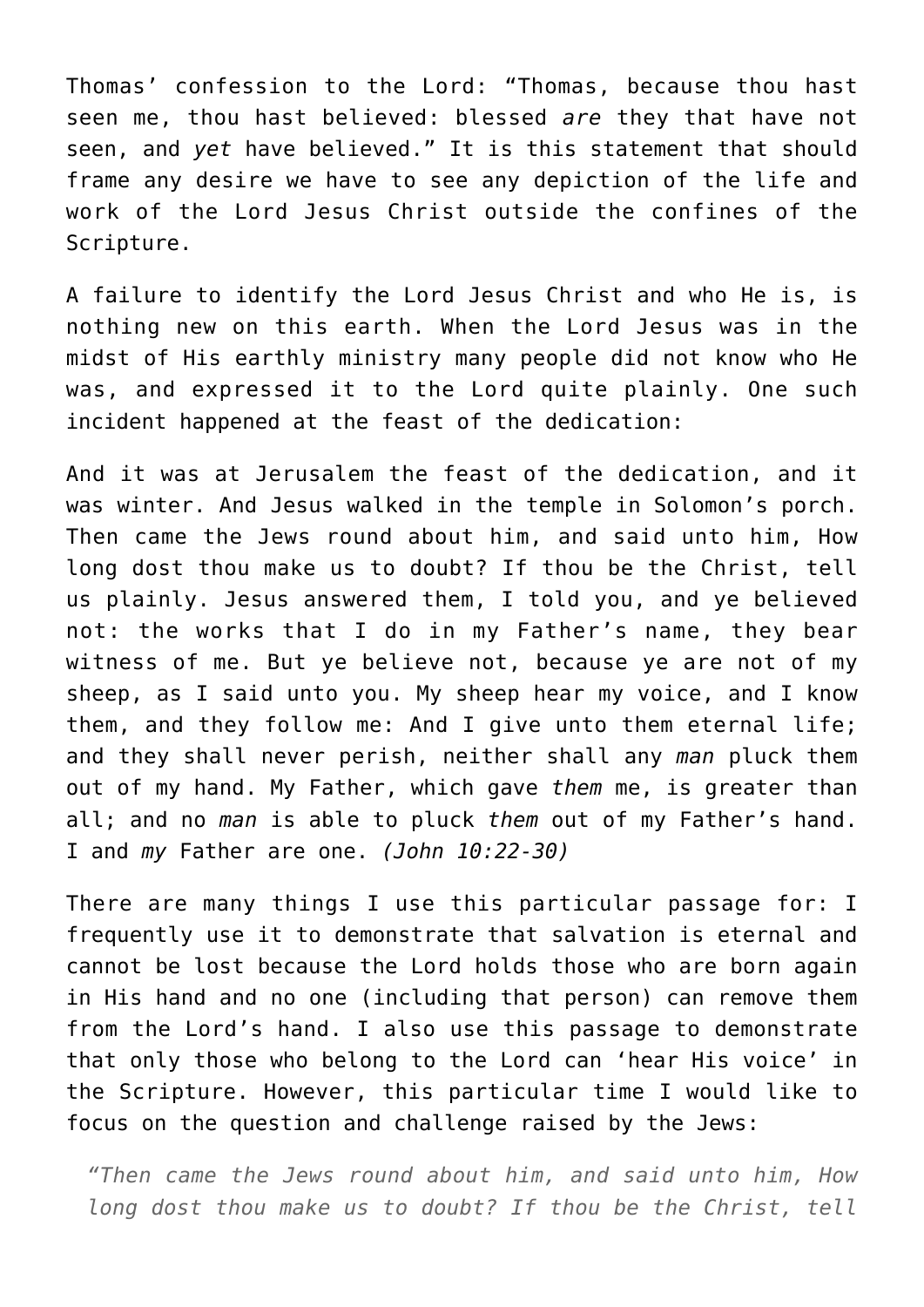Thomas' confession to the Lord: "Thomas, because thou hast seen me, thou hast believed: blessed *are* they that have not seen, and *yet* have believed." It is this statement that should frame any desire we have to see any depiction of the life and work of the Lord Jesus Christ outside the confines of the Scripture.

A failure to identify the Lord Jesus Christ and who He is, is nothing new on this earth. When the Lord Jesus was in the midst of His earthly ministry many people did not know who He was, and expressed it to the Lord quite plainly. One such incident happened at the feast of the dedication:

And it was at Jerusalem the feast of the dedication, and it was winter. And Jesus walked in the temple in Solomon's porch. Then came the Jews round about him, and said unto him, How long dost thou make us to doubt? If thou be the Christ, tell us plainly. Jesus answered them, I told you, and ye believed not: the works that I do in my Father's name, they bear witness of me. But ye believe not, because ye are not of my sheep, as I said unto you. My sheep hear my voice, and I know them, and they follow me: And I give unto them eternal life; and they shall never perish, neither shall any *man* pluck them out of my hand. My Father, which gave *them* me, is greater than all; and no *man* is able to pluck *them* out of my Father's hand. I and *my* Father are one. *(John 10:22-30)*

There are many things I use this particular passage for: I frequently use it to demonstrate that salvation is eternal and cannot be lost because the Lord holds those who are born again in His hand and no one (including that person) can remove them from the Lord's hand. I also use this passage to demonstrate that only those who belong to the Lord can 'hear His voice' in the Scripture. However, this particular time I would like to focus on the question and challenge raised by the Jews:

> *"Then came the Jews round about him, and said unto him, How long dost thou make us to doubt? If thou be the Christ, tell*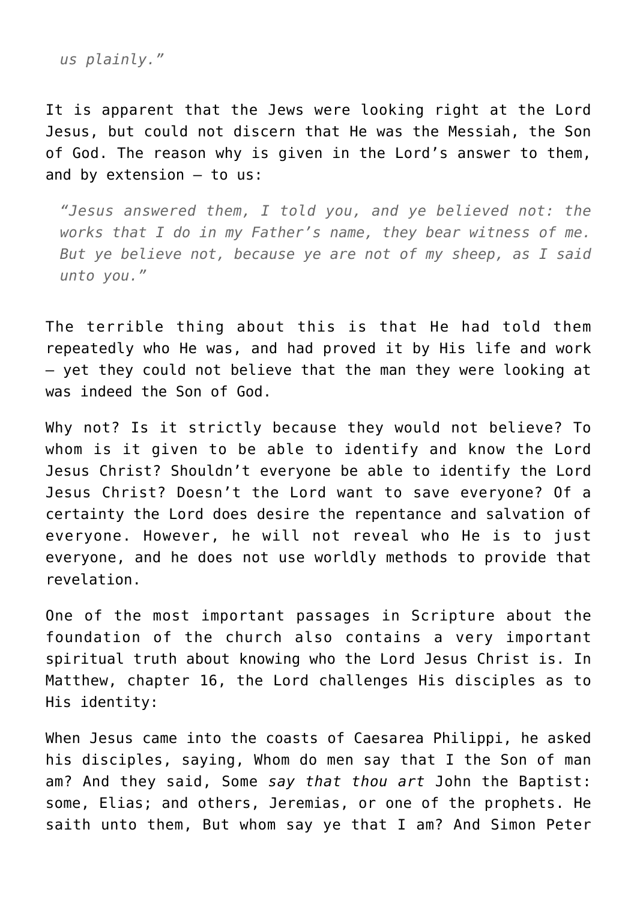> *us plainly."*

It is apparent that the Jews were looking right at the Lord Jesus, but could not discern that He was the Messiah, the Son of God. The reason why is given in the Lord's answer to them, and by extension – to us:

> *"Jesus answered them, I told you, and ye believed not: the works that I do in my Father's name, they bear witness of me. But ye believe not, because ye are not of my sheep, as I said unto you."*

The terrible thing about this is that He had told them repeatedly who He was, and had proved it by His life and work – yet they could not believe that the man they were looking at was indeed the Son of God.

Why not? Is it strictly because they would not believe? To whom is it given to be able to identify and know the Lord Jesus Christ? Shouldn't everyone be able to identify the Lord Jesus Christ? Doesn't the Lord want to save everyone? Of a certainty the Lord does desire the repentance and salvation of everyone. However, he will not reveal who He is to just everyone, and he does not use worldly methods to provide that revelation.

One of the most important passages in Scripture about the foundation of the church also contains a very important spiritual truth about knowing who the Lord Jesus Christ is. In Matthew, chapter 16, the Lord challenges His disciples as to His identity:

When Jesus came into the coasts of Caesarea Philippi, he asked his disciples, saying, Whom do men say that I the Son of man am? And they said, Some *say that thou art* John the Baptist: some, Elias; and others, Jeremias, or one of the prophets. He saith unto them, But whom say ye that I am? And Simon Peter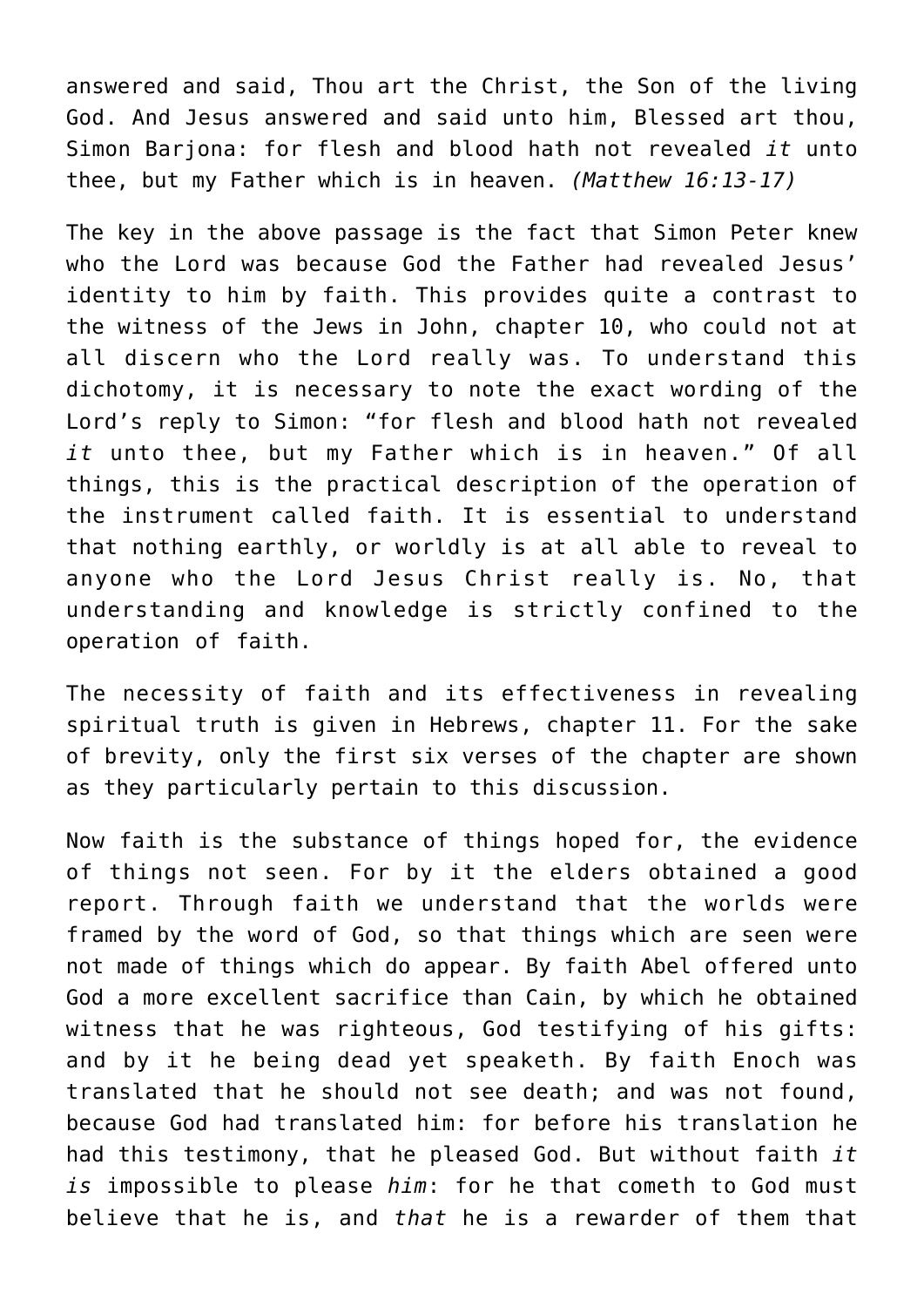answered and said, Thou art the Christ, the Son of the living God. And Jesus answered and said unto him, Blessed art thou, Simon Barjona: for flesh and blood hath not revealed *it* unto thee, but my Father which is in heaven. *(Matthew 16:13-17)*

The key in the above passage is the fact that Simon Peter knew who the Lord was because God the Father had revealed Jesus' identity to him by faith. This provides quite a contrast to the witness of the Jews in John, chapter 10, who could not at all discern who the Lord really was. To understand this dichotomy, it is necessary to note the exact wording of the Lord's reply to Simon: "for flesh and blood hath not revealed *it* unto thee, but my Father which is in heaven." Of all things, this is the practical description of the operation of the instrument called faith. It is essential to understand that nothing earthly, or worldly is at all able to reveal to anyone who the Lord Jesus Christ really is. No, that understanding and knowledge is strictly confined to the operation of faith.

The necessity of faith and its effectiveness in revealing spiritual truth is given in Hebrews, chapter 11. For the sake of brevity, only the first six verses of the chapter are shown as they particularly pertain to this discussion.

Now faith is the substance of things hoped for, the evidence of things not seen. For by it the elders obtained a good report. Through faith we understand that the worlds were framed by the word of God, so that things which are seen were not made of things which do appear. By faith Abel offered unto God a more excellent sacrifice than Cain, by which he obtained witness that he was righteous, God testifying of his gifts: and by it he being dead yet speaketh. By faith Enoch was translated that he should not see death; and was not found, because God had translated him: for before his translation he had this testimony, that he pleased God. But without faith *it is* impossible to please *him*: for he that cometh to God must believe that he is, and *that* he is a rewarder of them that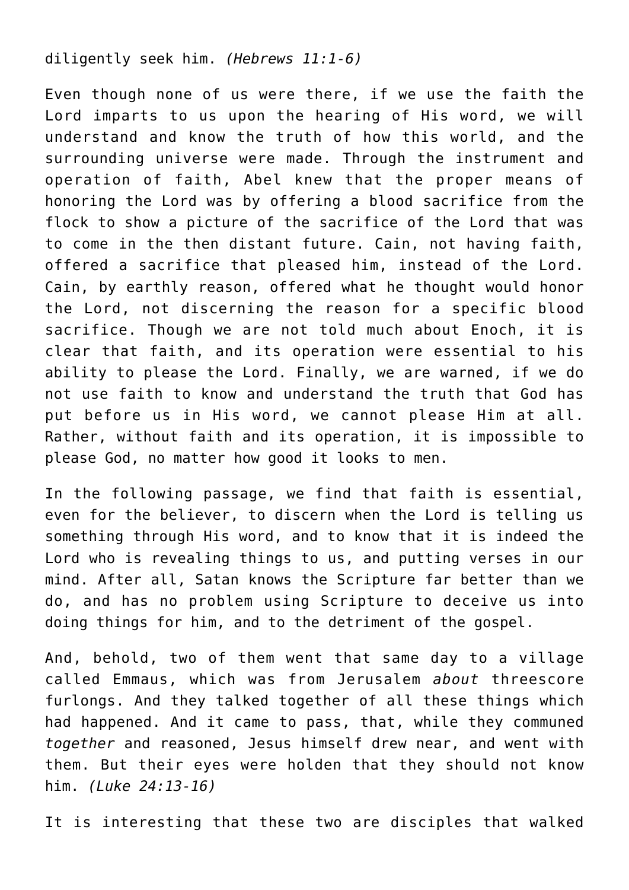diligently seek him. *(Hebrews 11:1-6)*

Even though none of us were there, if we use the faith the Lord imparts to us upon the hearing of His word, we will understand and know the truth of how this world, and the surrounding universe were made. Through the instrument and operation of faith, Abel knew that the proper means of honoring the Lord was by offering a blood sacrifice from the flock to show a picture of the sacrifice of the Lord that was to come in the then distant future. Cain, not having faith, offered a sacrifice that pleased him, instead of the Lord. Cain, by earthly reason, offered what he thought would honor the Lord, not discerning the reason for a specific blood sacrifice. Though we are not told much about Enoch, it is clear that faith, and its operation were essential to his ability to please the Lord. Finally, we are warned, if we do not use faith to know and understand the truth that God has put before us in His word, we cannot please Him at all. Rather, without faith and its operation, it is impossible to please God, no matter how good it looks to men.

In the following passage, we find that faith is essential, even for the believer, to discern when the Lord is telling us something through His word, and to know that it is indeed the Lord who is revealing things to us, and putting verses in our mind. After all, Satan knows the Scripture far better than we do, and has no problem using Scripture to deceive us into doing things for him, and to the detriment of the gospel.

And, behold, two of them went that same day to a village called Emmaus, which was from Jerusalem *about* threescore furlongs. And they talked together of all these things which had happened. And it came to pass, that, while they communed *together* and reasoned, Jesus himself drew near, and went with them. But their eyes were holden that they should not know him. *(Luke 24:13-16)*

It is interesting that these two are disciples that walked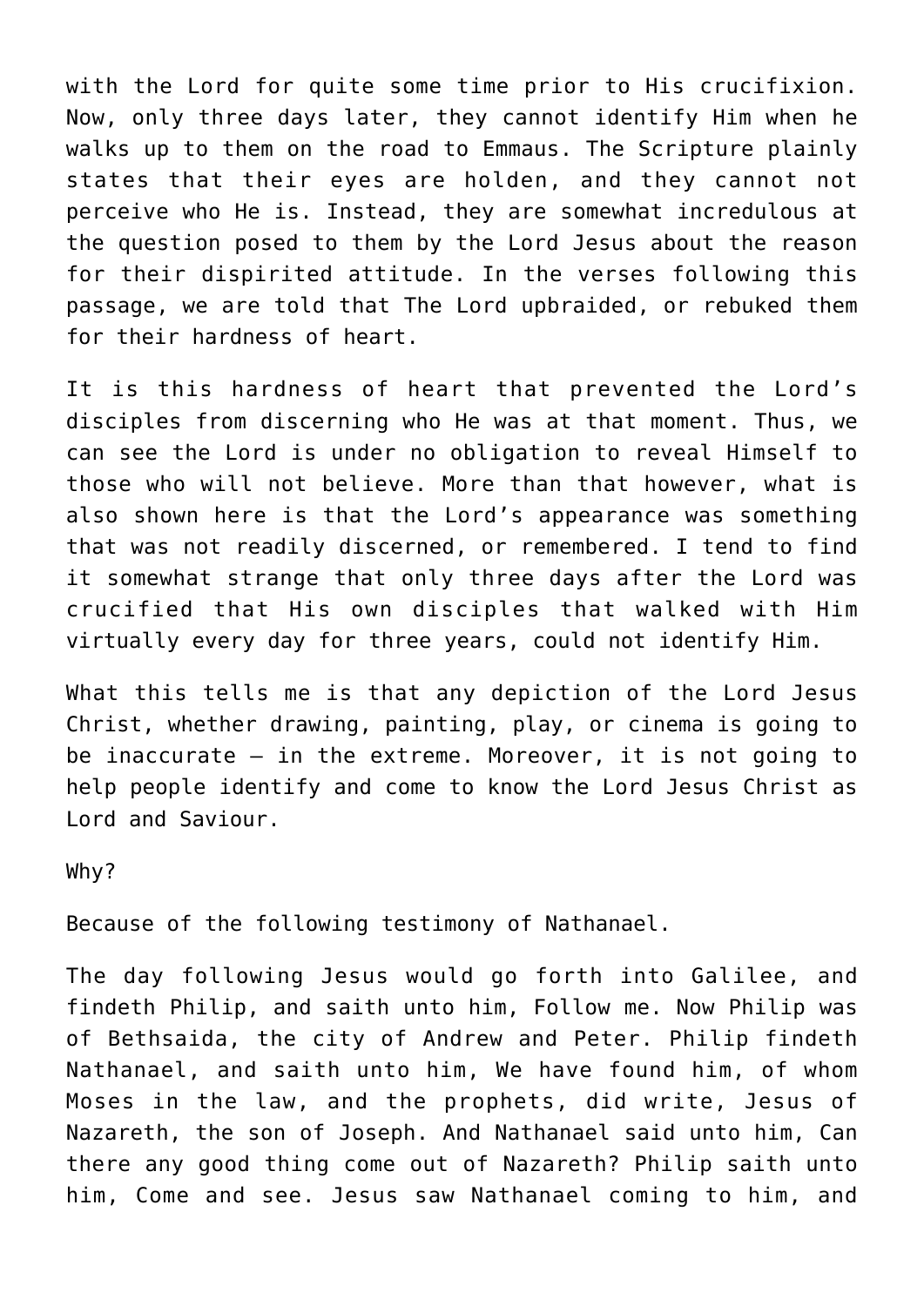with the Lord for quite some time prior to His crucifixion. Now, only three days later, they cannot identify Him when he walks up to them on the road to Emmaus. The Scripture plainly states that their eyes are holden, and they cannot not perceive who He is. Instead, they are somewhat incredulous at the question posed to them by the Lord Jesus about the reason for their dispirited attitude. In the verses following this passage, we are told that The Lord upbraided, or rebuked them for their hardness of heart.

It is this hardness of heart that prevented the Lord's disciples from discerning who He was at that moment. Thus, we can see the Lord is under no obligation to reveal Himself to those who will not believe. More than that however, what is also shown here is that the Lord's appearance was something that was not readily discerned, or remembered. I tend to find it somewhat strange that only three days after the Lord was crucified that His own disciples that walked with Him virtually every day for three years, could not identify Him.

What this tells me is that any depiction of the Lord Jesus Christ, whether drawing, painting, play, or cinema is going to be inaccurate – in the extreme. Moreover, it is not going to help people identify and come to know the Lord Jesus Christ as Lord and Saviour.

Why?

Because of the following testimony of Nathanael.

The day following Jesus would go forth into Galilee, and findeth Philip, and saith unto him, Follow me. Now Philip was of Bethsaida, the city of Andrew and Peter. Philip findeth Nathanael, and saith unto him, We have found him, of whom Moses in the law, and the prophets, did write, Jesus of Nazareth, the son of Joseph. And Nathanael said unto him, Can there any good thing come out of Nazareth? Philip saith unto him, Come and see. Jesus saw Nathanael coming to him, and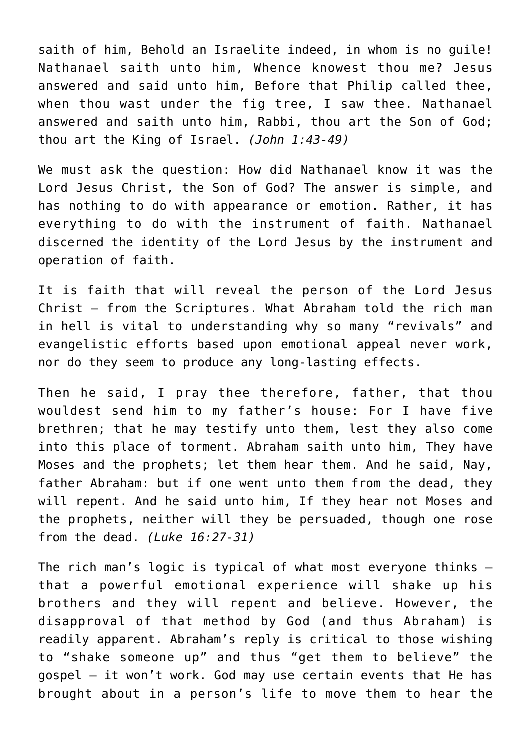saith of him, Behold an Israelite indeed, in whom is no guile! Nathanael saith unto him, Whence knowest thou me? Jesus answered and said unto him, Before that Philip called thee, when thou wast under the fig tree, I saw thee. Nathanael answered and saith unto him, Rabbi, thou art the Son of God; thou art the King of Israel. *(John 1:43-49)*

We must ask the question: How did Nathanael know it was the Lord Jesus Christ, the Son of God? The answer is simple, and has nothing to do with appearance or emotion. Rather, it has everything to do with the instrument of faith. Nathanael discerned the identity of the Lord Jesus by the instrument and operation of faith.

It is faith that will reveal the person of the Lord Jesus Christ – from the Scriptures. What Abraham told the rich man in hell is vital to understanding why so many "revivals" and evangelistic efforts based upon emotional appeal never work, nor do they seem to produce any long-lasting effects.

Then he said, I pray thee therefore, father, that thou wouldest send him to my father's house: For I have five brethren; that he may testify unto them, lest they also come into this place of torment. Abraham saith unto him, They have Moses and the prophets; let them hear them. And he said, Nay, father Abraham: but if one went unto them from the dead, they will repent. And he said unto him, If they hear not Moses and the prophets, neither will they be persuaded, though one rose from the dead. *(Luke 16:27-31)*

The rich man's logic is typical of what most everyone thinks – that a powerful emotional experience will shake up his brothers and they will repent and believe. However, the disapproval of that method by God (and thus Abraham) is readily apparent. Abraham's reply is critical to those wishing to "shake someone up" and thus "get them to believe" the gospel – it won't work. God may use certain events that He has brought about in a person's life to move them to hear the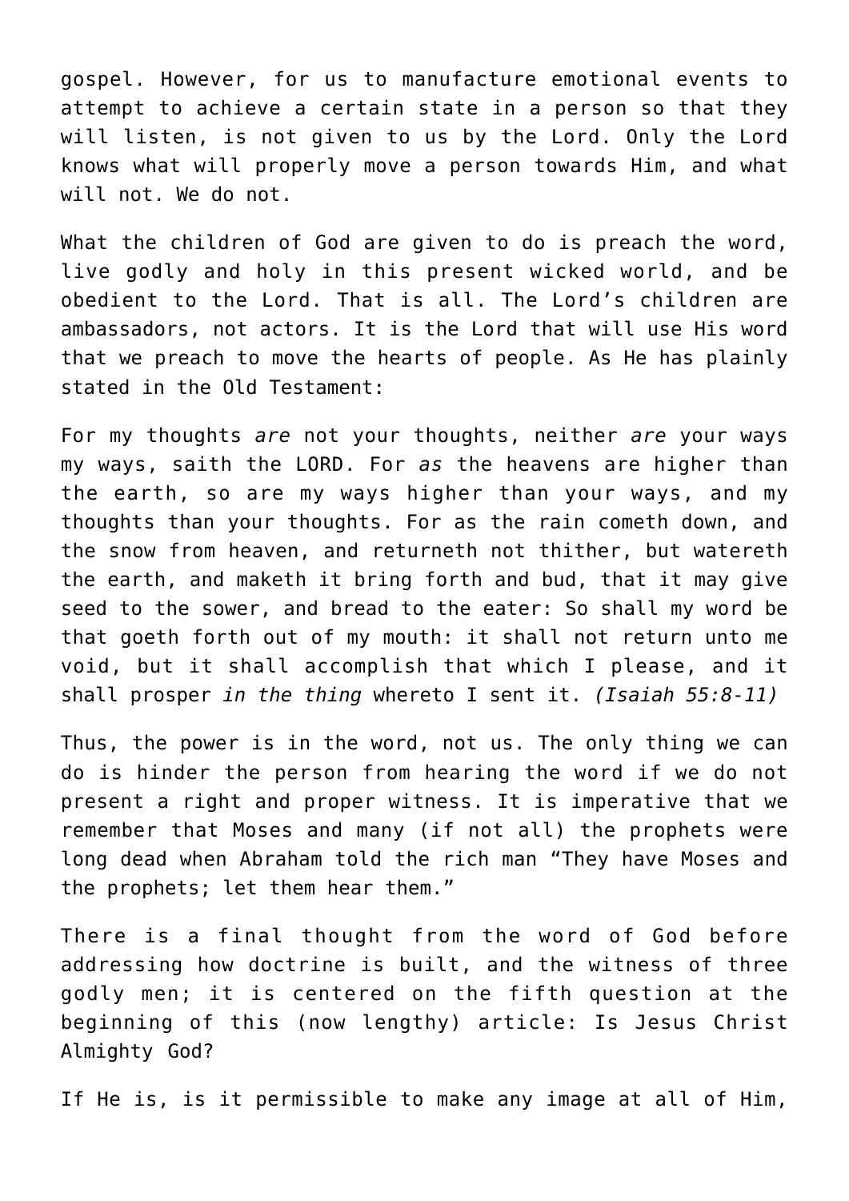gospel. However, for us to manufacture emotional events to attempt to achieve a certain state in a person so that they will listen, is not given to us by the Lord. Only the Lord knows what will properly move a person towards Him, and what will not. We do not.

What the children of God are given to do is preach the word, live godly and holy in this present wicked world, and be obedient to the Lord. That is all. The Lord's children are ambassadors, not actors. It is the Lord that will use His word that we preach to move the hearts of people. As He has plainly stated in the Old Testament:

For my thoughts *are* not your thoughts, neither *are* your ways my ways, saith the LORD. For *as* the heavens are higher than the earth, so are my ways higher than your ways, and my thoughts than your thoughts. For as the rain cometh down, and the snow from heaven, and returneth not thither, but watereth the earth, and maketh it bring forth and bud, that it may give seed to the sower, and bread to the eater: So shall my word be that goeth forth out of my mouth: it shall not return unto me void, but it shall accomplish that which I please, and it shall prosper *in the thing* whereto I sent it. *(Isaiah 55:8-11)*

Thus, the power is in the word, not us. The only thing we can do is hinder the person from hearing the word if we do not present a right and proper witness. It is imperative that we remember that Moses and many (if not all) the prophets were long dead when Abraham told the rich man "They have Moses and the prophets; let them hear them."

There is a final thought from the word of God before addressing how doctrine is built, and the witness of three godly men; it is centered on the fifth question at the beginning of this (now lengthy) article: Is Jesus Christ Almighty God?

If He is, is it permissible to make any image at all of Him,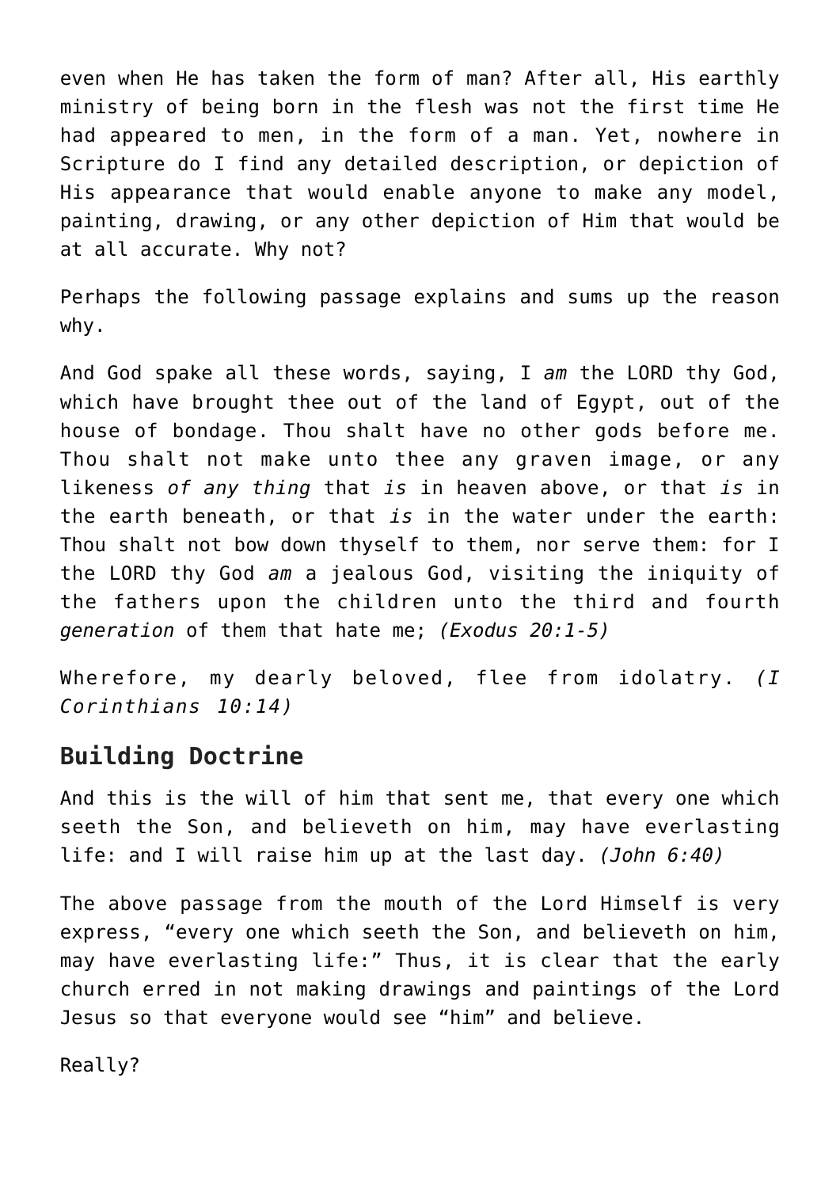even when He has taken the form of man? After all, His earthly ministry of being born in the flesh was not the first time He had appeared to men, in the form of a man. Yet, nowhere in Scripture do I find any detailed description, or depiction of His appearance that would enable anyone to make any model, painting, drawing, or any other depiction of Him that would be at all accurate. Why not?

Perhaps the following passage explains and sums up the reason why.

And God spake all these words, saying, I *am* the LORD thy God, which have brought thee out of the land of Egypt, out of the house of bondage. Thou shalt have no other gods before me. Thou shalt not make unto thee any graven image, or any likeness *of any thing* that *is* in heaven above, or that *is* in the earth beneath, or that *is* in the water under the earth: Thou shalt not bow down thyself to them, nor serve them: for I the LORD thy God *am* a jealous God, visiting the iniquity of the fathers upon the children unto the third and fourth *generation* of them that hate me; *(Exodus 20:1-5)*

Wherefore, my dearly beloved, flee from idolatry. *(I Corinthians 10:14)*

## Building Doctrine

And this is the will of him that sent me, that every one which seeth the Son, and believeth on him, may have everlasting life: and I will raise him up at the last day. *(John 6:40)*

The above passage from the mouth of the Lord Himself is very express, "every one which seeth the Son, and believeth on him, may have everlasting life:" Thus, it is clear that the early church erred in not making drawings and paintings of the Lord Jesus so that everyone would see "him" and believe.

Really?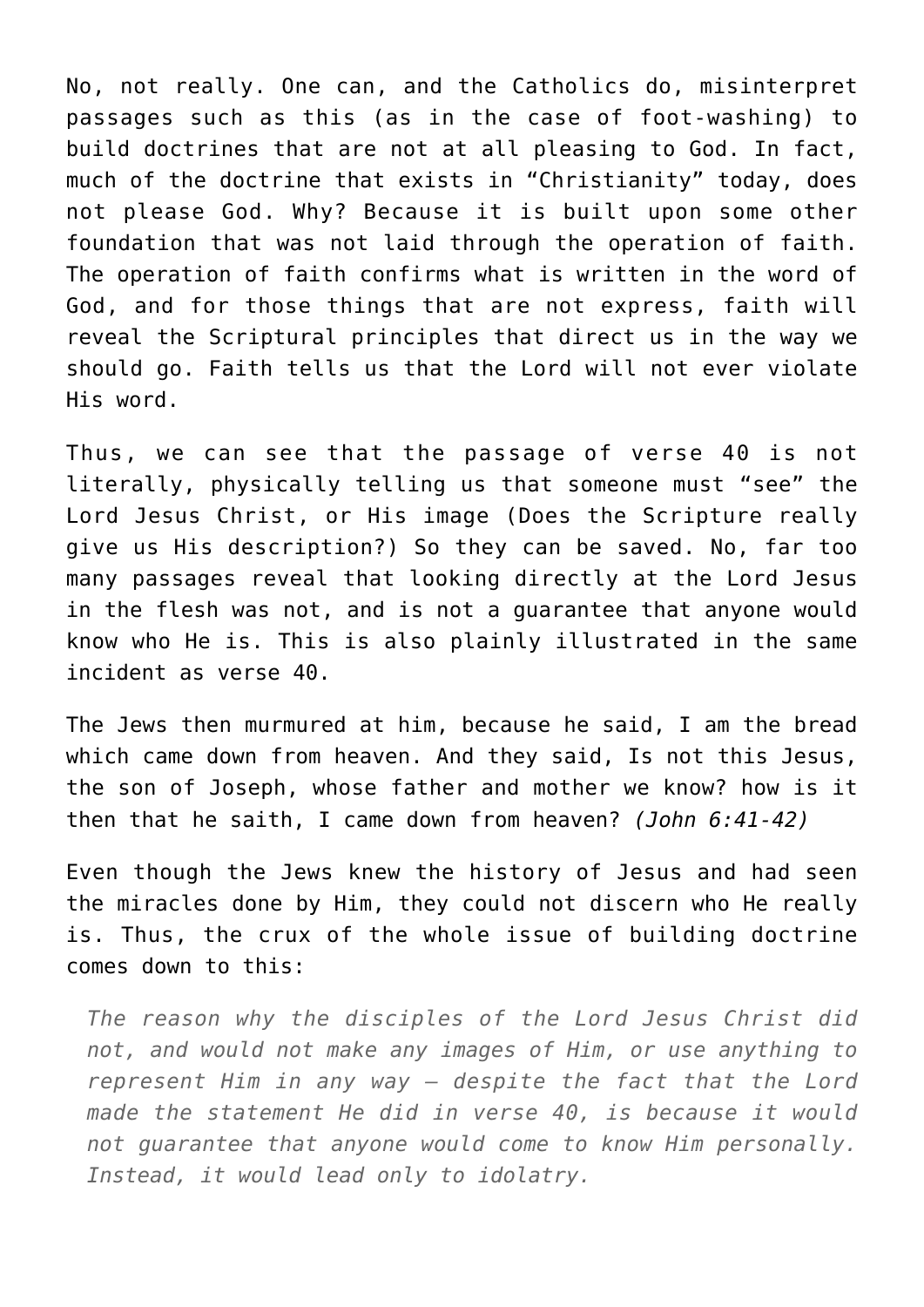No, not really. One can, and the Catholics do, misinterpret passages such as this (as in the case of foot-washing) to build doctrines that are not at all pleasing to God. In fact, much of the doctrine that exists in “Christianity” today, does not please God. Why? Because it is built upon some other foundation that was not laid through the operation of faith. The operation of faith confirms what is written in the word of God, and for those things that are not express, faith will reveal the Scriptural principles that direct us in the way we should go. Faith tells us that the Lord will not ever violate His word.

Thus, we can see that the passage of verse 40 is not literally, physically telling us that someone must “see” the Lord Jesus Christ, or His image (Does the Scripture really give us His description?) So they can be saved. No, far too many passages reveal that looking directly at the Lord Jesus in the flesh was not, and is not a guarantee that anyone would know who He is. This is also plainly illustrated in the same incident as verse 40.

The Jews then murmured at him, because he said, I am the bread which came down from heaven. And they said, Is not this Jesus, the son of Joseph, whose father and mother we know? how is it then that he saith, I came down from heaven? *(John 6:41-42)*

Even though the Jews knew the history of Jesus and had seen the miracles done by Him, they could not discern who He really is. Thus, the crux of the whole issue of building doctrine comes down to this:

> *The reason why the disciples of the Lord Jesus Christ did not, and would not make any images of Him, or use anything to represent Him in any way – despite the fact that the Lord made the statement He did in verse 40, is because it would not guarantee that anyone would come to know Him personally. Instead, it would lead only to idolatry.*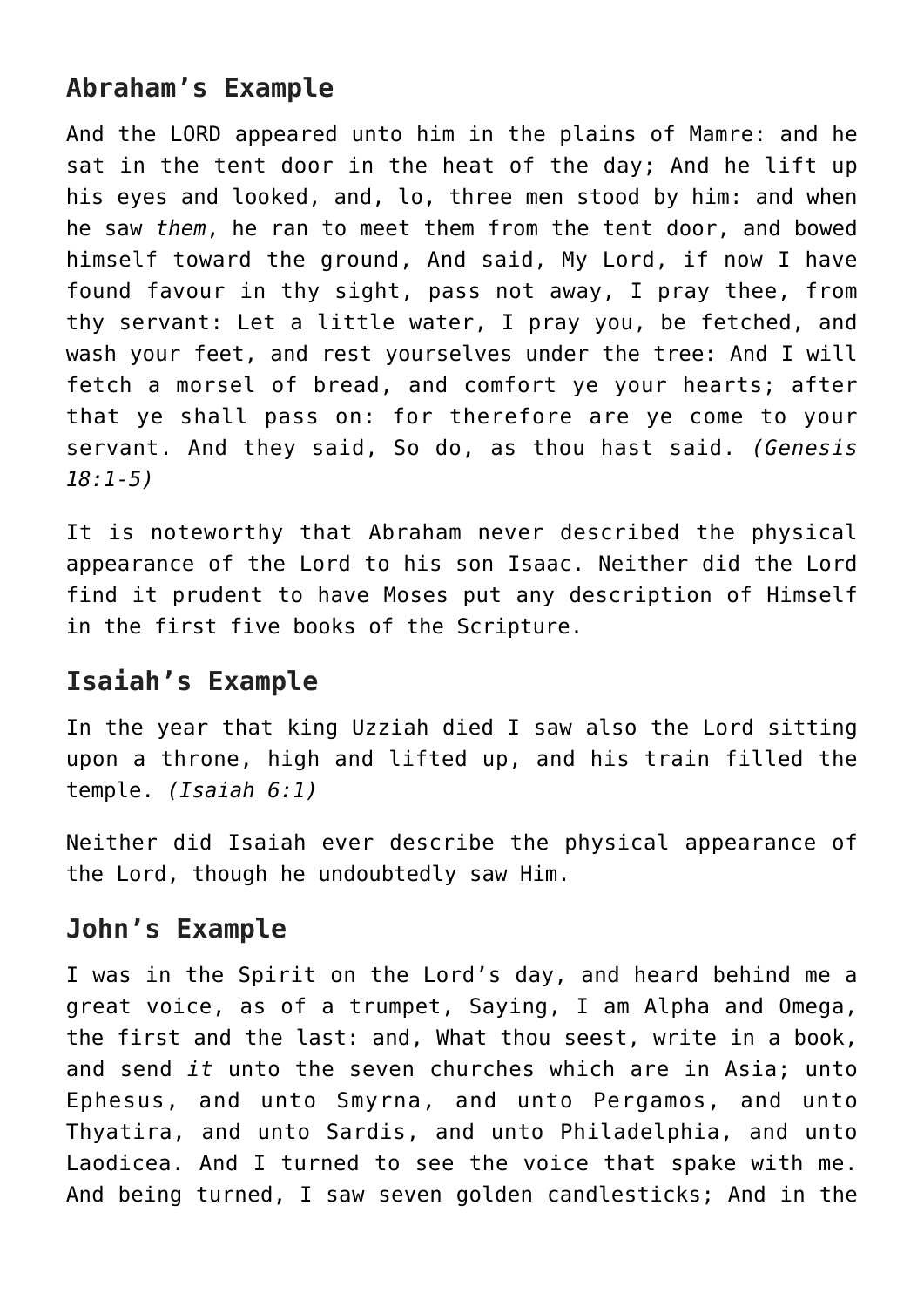## Abraham’s Example

And the LORD appeared unto him in the plains of Mamre: and he sat in the tent door in the heat of the day; And he lift up his eyes and looked, and, lo, three men stood by him: and when he saw *them*, he ran to meet them from the tent door, and bowed himself toward the ground, And said, My Lord, if now I have found favour in thy sight, pass not away, I pray thee, from thy servant: Let a little water, I pray you, be fetched, and wash your feet, and rest yourselves under the tree: And I will fetch a morsel of bread, and comfort ye your hearts; after that ye shall pass on: for therefore are ye come to your servant. And they said, So do, as thou hast said. *(Genesis 18:1-5)*

It is noteworthy that Abraham never described the physical appearance of the Lord to his son Isaac. Neither did the Lord find it prudent to have Moses put any description of Himself in the first five books of the Scripture.

## Isaiah’s Example

In the year that king Uzziah died I saw also the Lord sitting upon a throne, high and lifted up, and his train filled the temple. *(Isaiah 6:1)*

Neither did Isaiah ever describe the physical appearance of the Lord, though he undoubtedly saw Him.

## John’s Example

I was in the Spirit on the Lord’s day, and heard behind me a great voice, as of a trumpet, Saying, I am Alpha and Omega, the first and the last: and, What thou seest, write in a book, and send *it* unto the seven churches which are in Asia; unto Ephesus, and unto Smyrna, and unto Pergamos, and unto Thyatira, and unto Sardis, and unto Philadelphia, and unto Laodicea. And I turned to see the voice that spake with me. And being turned, I saw seven golden candlesticks; And in the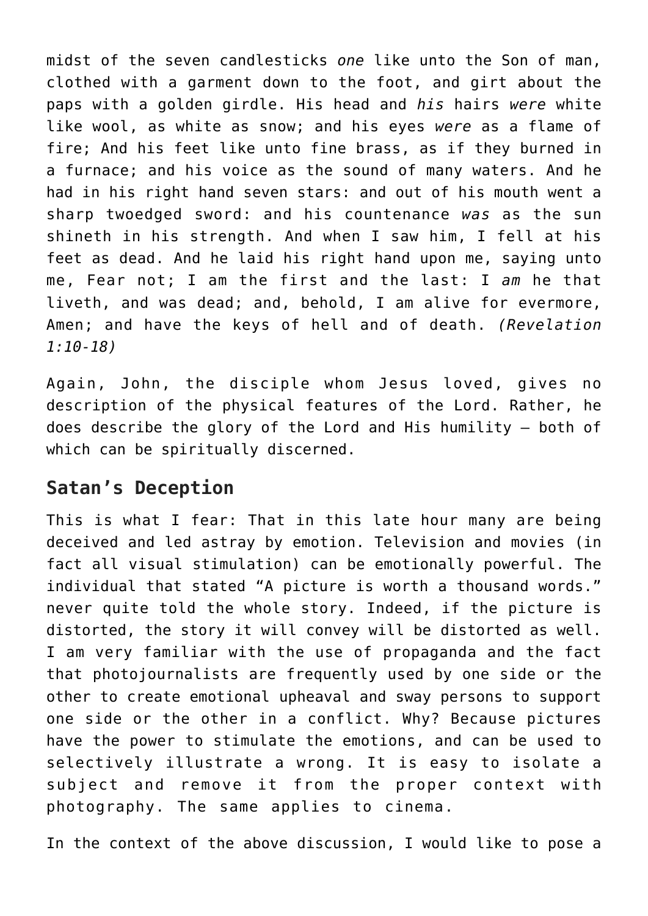midst of the seven candlesticks *one* like unto the Son of man, clothed with a garment down to the foot, and girt about the paps with a golden girdle. His head and *his* hairs *were* white like wool, as white as snow; and his eyes *were* as a flame of fire; And his feet like unto fine brass, as if they burned in a furnace; and his voice as the sound of many waters. And he had in his right hand seven stars: and out of his mouth went a sharp twoedged sword: and his countenance *was* as the sun shineth in his strength. And when I saw him, I fell at his feet as dead. And he laid his right hand upon me, saying unto me, Fear not; I am the first and the last: I *am* he that liveth, and was dead; and, behold, I am alive for evermore, Amen; and have the keys of hell and of death. *(Revelation 1:10-18)*

Again, John, the disciple whom Jesus loved, gives no description of the physical features of the Lord. Rather, he does describe the glory of the Lord and His humility – both of which can be spiritually discerned.

## Satan's Deception

This is what I fear: That in this late hour many are being deceived and led astray by emotion. Television and movies (in fact all visual stimulation) can be emotionally powerful. The individual that stated "A picture is worth a thousand words." never quite told the whole story. Indeed, if the picture is distorted, the story it will convey will be distorted as well. I am very familiar with the use of propaganda and the fact that photojournalists are frequently used by one side or the other to create emotional upheaval and sway persons to support one side or the other in a conflict. Why? Because pictures have the power to stimulate the emotions, and can be used to selectively illustrate a wrong. It is easy to isolate a subject and remove it from the proper context with photography. The same applies to cinema.

In the context of the above discussion, I would like to pose a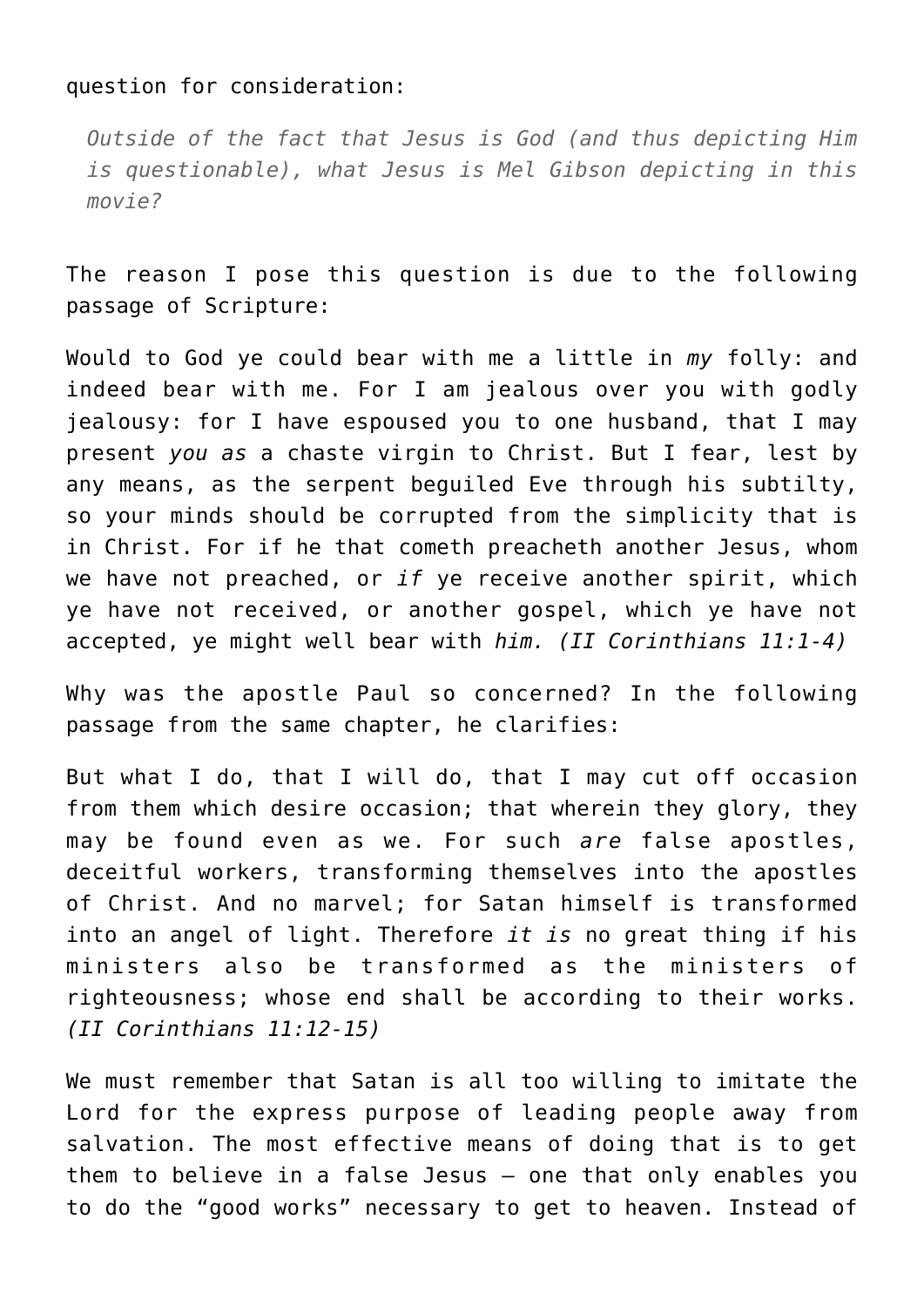question for consideration:

> *Outside of the fact that Jesus is God (and thus depicting Him is questionable), what Jesus is Mel Gibson depicting in this movie?*

The reason I pose this question is due to the following passage of Scripture:

Would to God ye could bear with me a little in *my* folly: and indeed bear with me. For I am jealous over you with godly jealousy: for I have espoused you to one husband, that I may present *you as* a chaste virgin to Christ. But I fear, lest by any means, as the serpent beguiled Eve through his subtilty, so your minds should be corrupted from the simplicity that is in Christ. For if he that cometh preacheth another Jesus, whom we have not preached, or *if* ye receive another spirit, which ye have not received, or another gospel, which ye have not accepted, ye might well bear with *him. (II Corinthians 11:1-4)*

Why was the apostle Paul so concerned? In the following passage from the same chapter, he clarifies:

But what I do, that I will do, that I may cut off occasion from them which desire occasion; that wherein they glory, they may be found even as we. For such *are* false apostles, deceitful workers, transforming themselves into the apostles of Christ. And no marvel; for Satan himself is transformed into an angel of light. Therefore *it is* no great thing if his ministers also be transformed as the ministers of righteousness; whose end shall be according to their works. *(II Corinthians 11:12-15)*

We must remember that Satan is all too willing to imitate the Lord for the express purpose of leading people away from salvation. The most effective means of doing that is to get them to believe in a false Jesus – one that only enables you to do the "good works" necessary to get to heaven. Instead of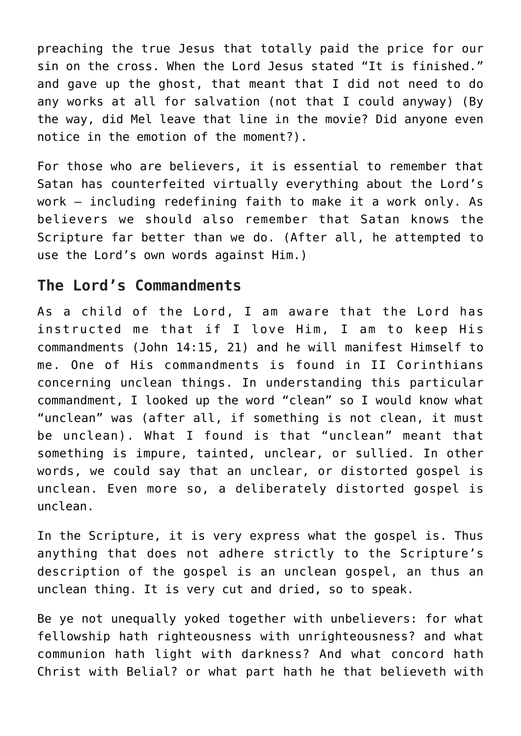preaching the true Jesus that totally paid the price for our sin on the cross. When the Lord Jesus stated “It is finished.” and gave up the ghost, that meant that I did not need to do any works at all for salvation (not that I could anyway) (By the way, did Mel leave that line in the movie? Did anyone even notice in the emotion of the moment?).

For those who are believers, it is essential to remember that Satan has counterfeited virtually everything about the Lord’s work – including redefining faith to make it a work only. As believers we should also remember that Satan knows the Scripture far better than we do. (After all, he attempted to use the Lord’s own words against Him.)

## The Lord’s Commandments

As a child of the Lord, I am aware that the Lord has instructed me that if I love Him, I am to keep His commandments (John 14:15, 21) and he will manifest Himself to me. One of His commandments is found in II Corinthians concerning unclean things. In understanding this particular commandment, I looked up the word “clean” so I would know what “unclean” was (after all, if something is not clean, it must be unclean). What I found is that “unclean” meant that something is impure, tainted, unclear, or sullied. In other words, we could say that an unclear, or distorted gospel is unclean. Even more so, a deliberately distorted gospel is unclean.

In the Scripture, it is very express what the gospel is. Thus anything that does not adhere strictly to the Scripture’s description of the gospel is an unclean gospel, an thus an unclean thing. It is very cut and dried, so to speak.

Be ye not unequally yoked together with unbelievers: for what fellowship hath righteousness with unrighteousness? and what communion hath light with darkness? And what concord hath Christ with Belial? or what part hath he that believeth with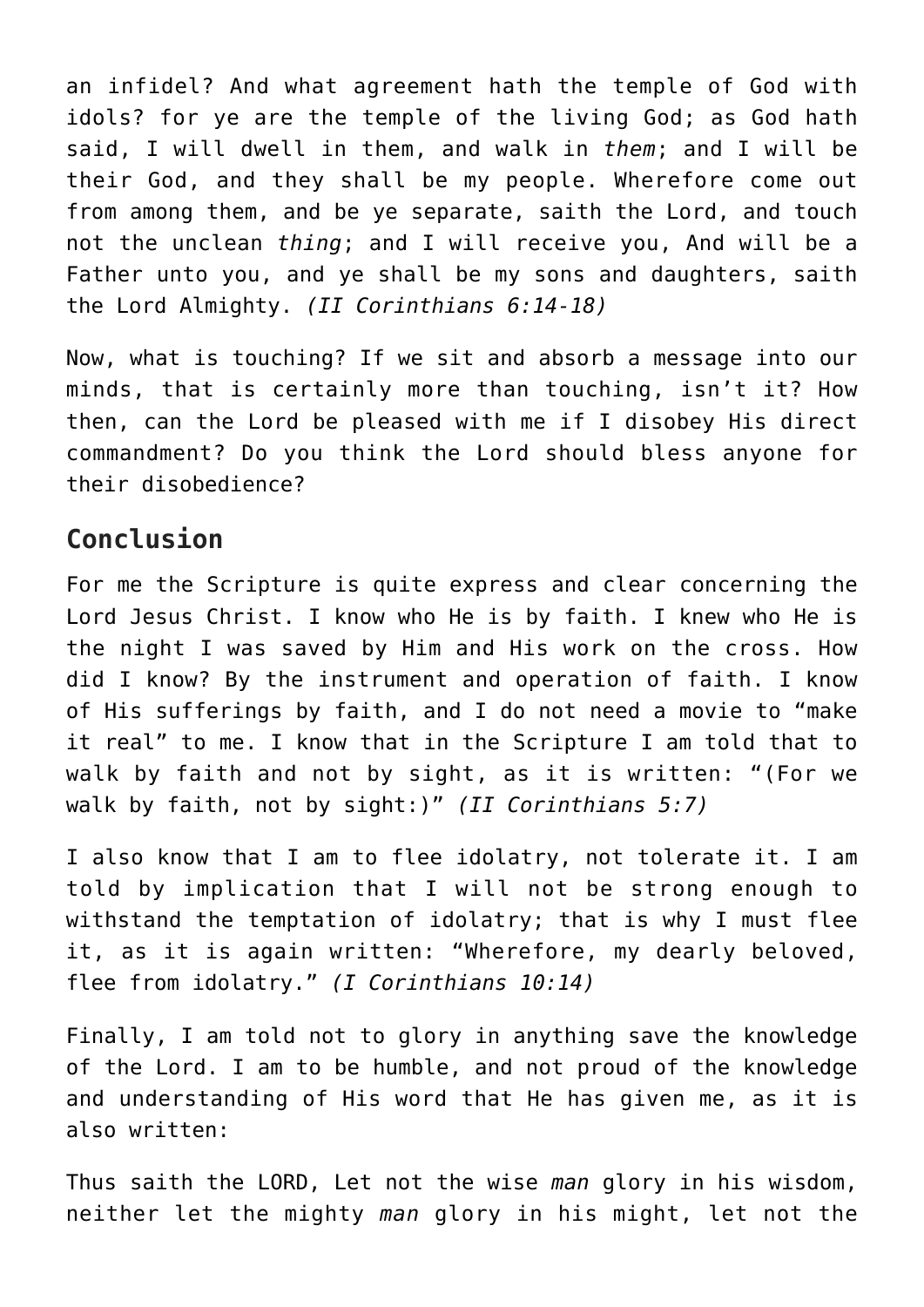an infidel? And what agreement hath the temple of God with idols? for ye are the temple of the living God; as God hath said, I will dwell in them, and walk in *them*; and I will be their God, and they shall be my people. Wherefore come out from among them, and be ye separate, saith the Lord, and touch not the unclean *thing*; and I will receive you, And will be a Father unto you, and ye shall be my sons and daughters, saith the Lord Almighty. *(II Corinthians 6:14-18)*

Now, what is touching? If we sit and absorb a message into our minds, that is certainly more than touching, isn't it? How then, can the Lord be pleased with me if I disobey His direct commandment? Do you think the Lord should bless anyone for their disobedience?

## Conclusion

For me the Scripture is quite express and clear concerning the Lord Jesus Christ. I know who He is by faith. I knew who He is the night I was saved by Him and His work on the cross. How did I know? By the instrument and operation of faith. I know of His sufferings by faith, and I do not need a movie to "make it real" to me. I know that in the Scripture I am told that to walk by faith and not by sight, as it is written: "(For we walk by faith, not by sight:)" *(II Corinthians 5:7)*

I also know that I am to flee idolatry, not tolerate it. I am told by implication that I will not be strong enough to withstand the temptation of idolatry; that is why I must flee it, as it is again written: "Wherefore, my dearly beloved, flee from idolatry." *(I Corinthians 10:14)*

Finally, I am told not to glory in anything save the knowledge of the Lord. I am to be humble, and not proud of the knowledge and understanding of His word that He has given me, as it is also written:

Thus saith the LORD, Let not the wise *man* glory in his wisdom, neither let the mighty *man* glory in his might, let not the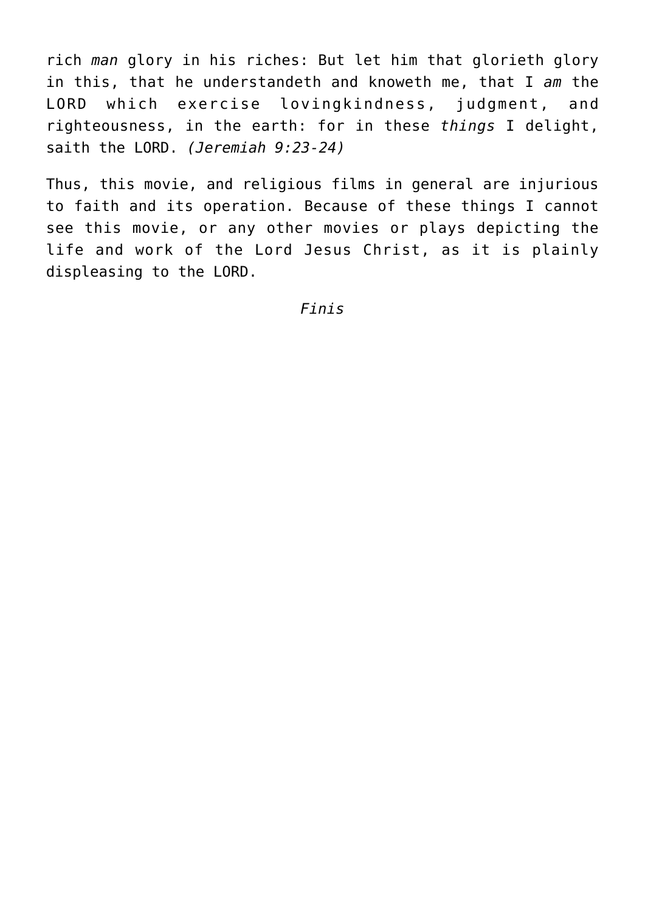rich *man* glory in his riches: But let him that glorieth glory in this, that he understandeth and knoweth me, that I *am* the LORD which exercise lovingkindness, judgment, and righteousness, in the earth: for in these *things* I delight, saith the LORD. *(Jeremiah 9:23-24)*

Thus, this movie, and religious films in general are injurious to faith and its operation. Because of these things I cannot see this movie, or any other movies or plays depicting the life and work of the Lord Jesus Christ, as it is plainly displeasing to the LORD.

*Finis*